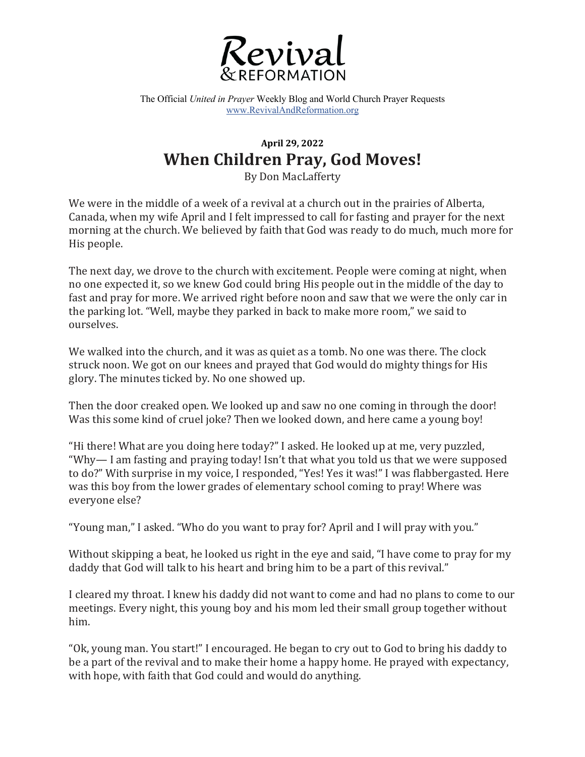# Revival & REFORMATION

The Official *United in Prayer* Weekly Blog and World Church Prayer Requests
www.RevivalAndReformation.org

**April 29, 2022**

## When Children Pray, God Moves!

By Don MacLafferty

We were in the middle of a week of a revival at a church out in the prairies of Alberta, Canada, when my wife April and I felt impressed to call for fasting and prayer for the next morning at the church. We believed by faith that God was ready to do much, much more for His people.

The next day, we drove to the church with excitement. People were coming at night, when no one expected it, so we knew God could bring His people out in the middle of the day to fast and pray for more. We arrived right before noon and saw that we were the only car in the parking lot. "Well, maybe they parked in back to make more room," we said to ourselves.

We walked into the church, and it was as quiet as a tomb. No one was there. The clock struck noon. We got on our knees and prayed that God would do mighty things for His glory. The minutes ticked by. No one showed up.

Then the door creaked open. We looked up and saw no one coming in through the door! Was this some kind of cruel joke? Then we looked down, and here came a young boy!

"Hi there! What are you doing here today?" I asked. He looked up at me, very puzzled, "Why— I am fasting and praying today! Isn't that what you told us that we were supposed to do?" With surprise in my voice, I responded, "Yes! Yes it was!" I was flabbergasted. Here was this boy from the lower grades of elementary school coming to pray! Where was everyone else?

"Young man," I asked. "Who do you want to pray for? April and I will pray with you."

Without skipping a beat, he looked us right in the eye and said, "I have come to pray for my daddy that God will talk to his heart and bring him to be a part of this revival."

I cleared my throat. I knew his daddy did not want to come and had no plans to come to our meetings. Every night, this young boy and his mom led their small group together without him.

"Ok, young man. You start!" I encouraged. He began to cry out to God to bring his daddy to be a part of the revival and to make their home a happy home. He prayed with expectancy, with hope, with faith that God could and would do anything.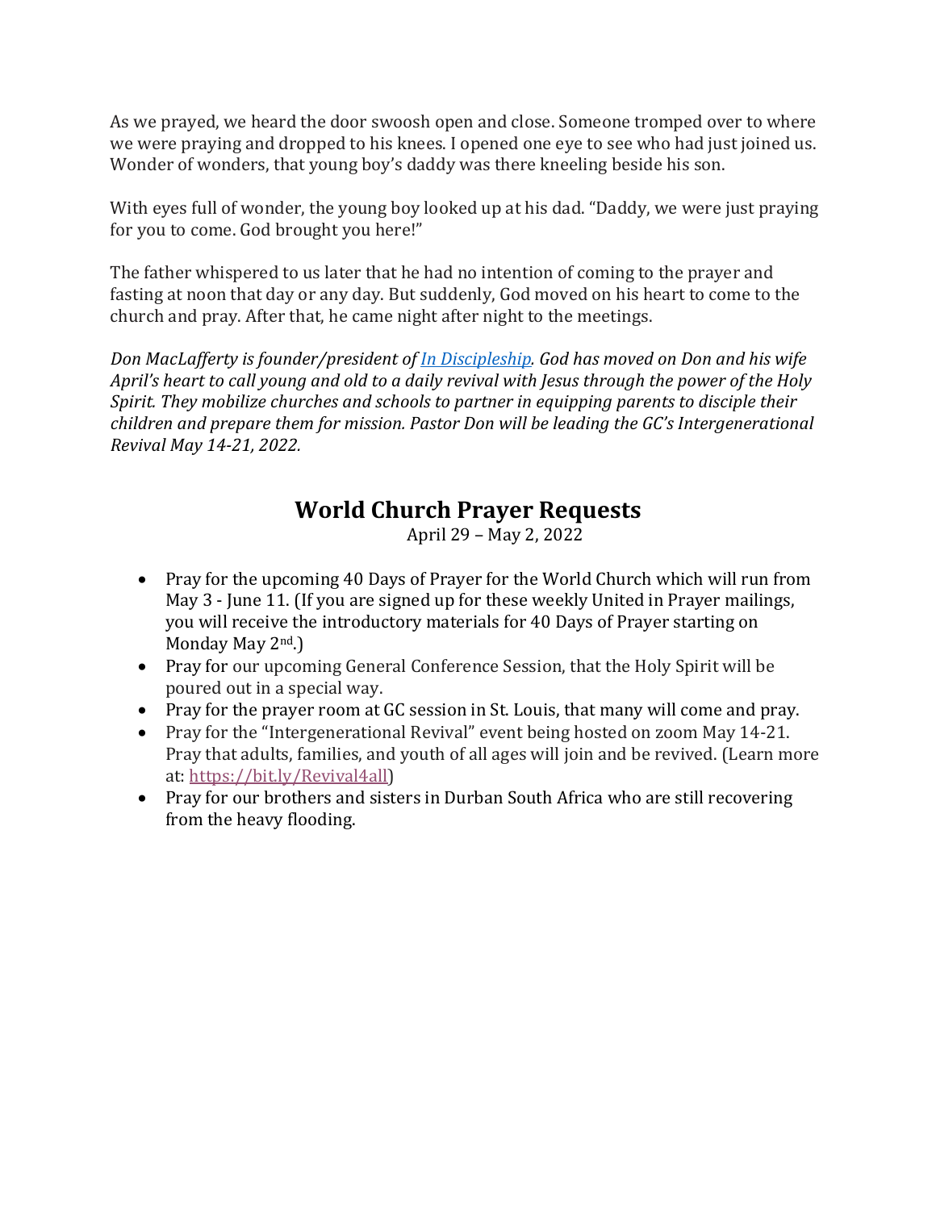As we prayed, we heard the door swoosh open and close. Someone tromped over to where we were praying and dropped to his knees. I opened one eye to see who had just joined us. Wonder of wonders, that young boy's daddy was there kneeling beside his son.

With eyes full of wonder, the young boy looked up at his dad. "Daddy, we were just praying for you to come. God brought you here!"

The father whispered to us later that he had no intention of coming to the prayer and fasting at noon that day or any day. But suddenly, God moved on his heart to come to the church and pray. After that, he came night after night to the meetings.

*Don MacLafferty is founder/president of [In Discipleship](). God has moved on Don and his wife April's heart to call young and old to a daily revival with Jesus through the power of the Holy Spirit. They mobilize churches and schools to partner in equipping parents to disciple their children and prepare them for mission. Pastor Don will be leading the GC's Intergenerational Revival May 14-21, 2022.*

## World Church Prayer Requests

April 29 – May 2, 2022

- Pray for the upcoming 40 Days of Prayer for the World Church which will run from May 3 - June 11. (If you are signed up for these weekly United in Prayer mailings, you will receive the introductory materials for 40 Days of Prayer starting on Monday May 2nd.)
- Pray for our upcoming General Conference Session, that the Holy Spirit will be poured out in a special way.
- Pray for the prayer room at GC session in St. Louis, that many will come and pray.
- Pray for the "Intergenerational Revival" event being hosted on zoom May 14-21. Pray that adults, families, and youth of all ages will join and be revived. (Learn more at: https://bit.ly/Revival4all)
- Pray for our brothers and sisters in Durban South Africa who are still recovering from the heavy flooding.